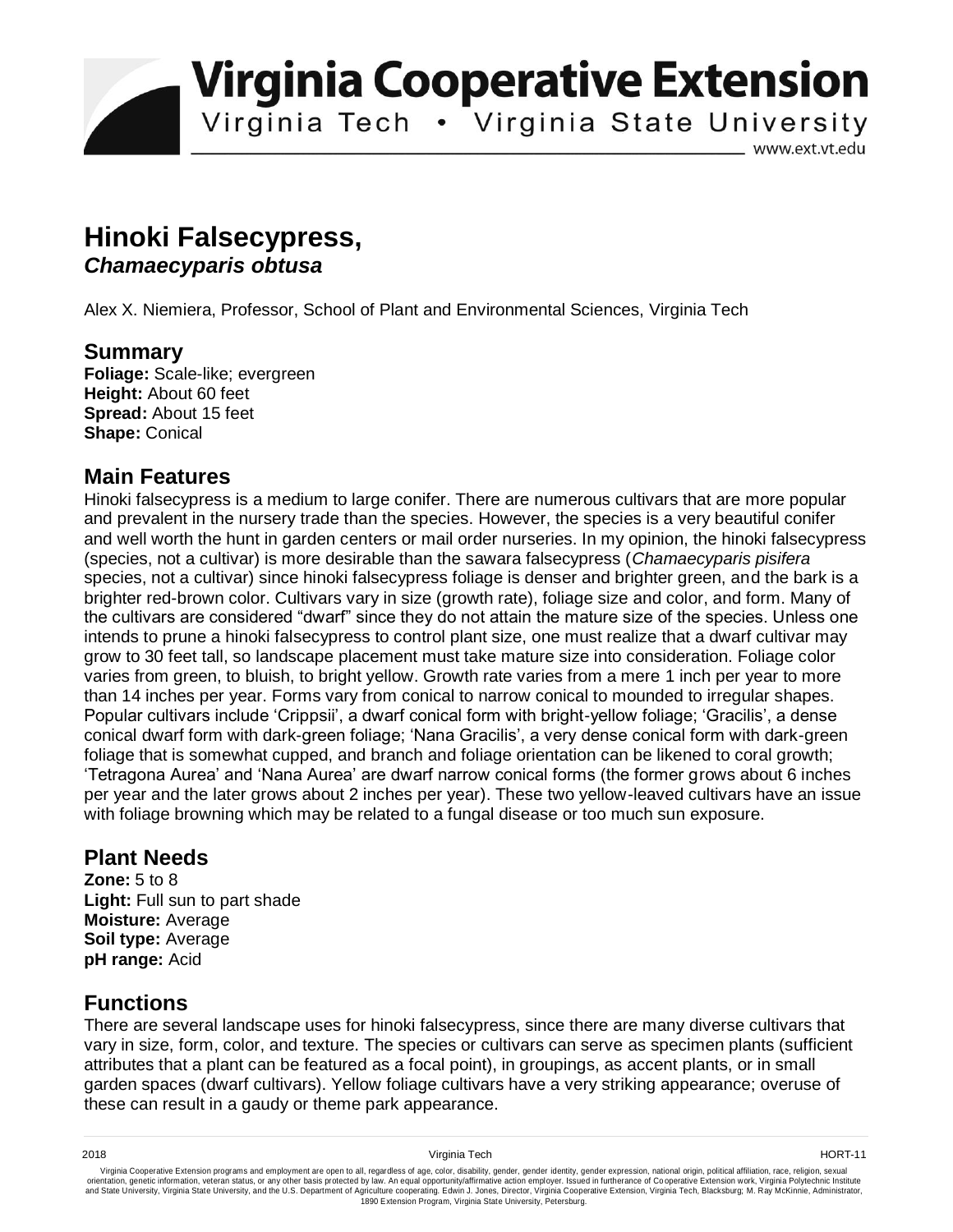# Virginia Cooperative Extension

Virginia Tech • Virginia State University

www.ext.vt.edu

# Hinoki Falsecypress, *Chamaecyparis obtusa*

Alex X. Niemiera, Professor, School of Plant and Environmental Sciences, Virginia Tech

## Summary

**Foliage:** Scale-like; evergreen
**Height:** About 60 feet
**Spread:** About 15 feet
**Shape:** Conical

## Main Features

Hinoki falsecypress is a medium to large conifer. There are numerous cultivars that are more popular and prevalent in the nursery trade than the species. However, the species is a very beautiful conifer and well worth the hunt in garden centers or mail order nurseries. In my opinion, the hinoki falsecypress (species, not a cultivar) is more desirable than the sawara falsecypress (*Chamaecyparis pisifera* species, not a cultivar) since hinoki falsecypress foliage is denser and brighter green, and the bark is a brighter red-brown color. Cultivars vary in size (growth rate), foliage size and color, and form. Many of the cultivars are considered "dwarf" since they do not attain the mature size of the species. Unless one intends to prune a hinoki falsecypress to control plant size, one must realize that a dwarf cultivar may grow to 30 feet tall, so landscape placement must take mature size into consideration. Foliage color varies from green, to bluish, to bright yellow. Growth rate varies from a mere 1 inch per year to more than 14 inches per year. Forms vary from conical to narrow conical to mounded to irregular shapes. Popular cultivars include 'Crippsii', a dwarf conical form with bright-yellow foliage; 'Gracilis', a dense conical dwarf form with dark-green foliage; 'Nana Gracilis', a very dense conical form with dark-green foliage that is somewhat cupped, and branch and foliage orientation can be likened to coral growth; 'Tetragona Aurea' and 'Nana Aurea' are dwarf narrow conical forms (the former grows about 6 inches per year and the later grows about 2 inches per year). These two yellow-leaved cultivars have an issue with foliage browning which may be related to a fungal disease or too much sun exposure.

## Plant Needs

**Zone:** 5 to 8
**Light:** Full sun to part shade
**Moisture:** Average
**Soil type:** Average
**pH range:** Acid

## Functions

There are several landscape uses for hinoki falsecypress, since there are many diverse cultivars that vary in size, form, color, and texture. The species or cultivars can serve as specimen plants (sufficient attributes that a plant can be featured as a focal point), in groupings, as accent plants, or in small garden spaces (dwarf cultivars). Yellow foliage cultivars have a very striking appearance; overuse of these can result in a gaudy or theme park appearance.

2018 Virginia Tech HORT-11

Virginia Cooperative Extension programs and employment are open to all, regardless of age, color, disability, gender, gender identity, gender expression, national origin, political affiliation, race, religion, sexual orientation, genetic information, veteran status, or any other basis protected by law. An equal opportunity/affirmative action employer. Issued in furtherance of Cooperative Extension work, Virginia Polytechnic Institute and State University, Virginia State University, and the U.S. Department of Agriculture cooperating. Edwin J. Jones, Director, Virginia Cooperative Extension, Virginia Tech, Blacksburg; M. Ray McKinnie, Administrator, 1890 Extension Program, Virginia State University, Petersburg.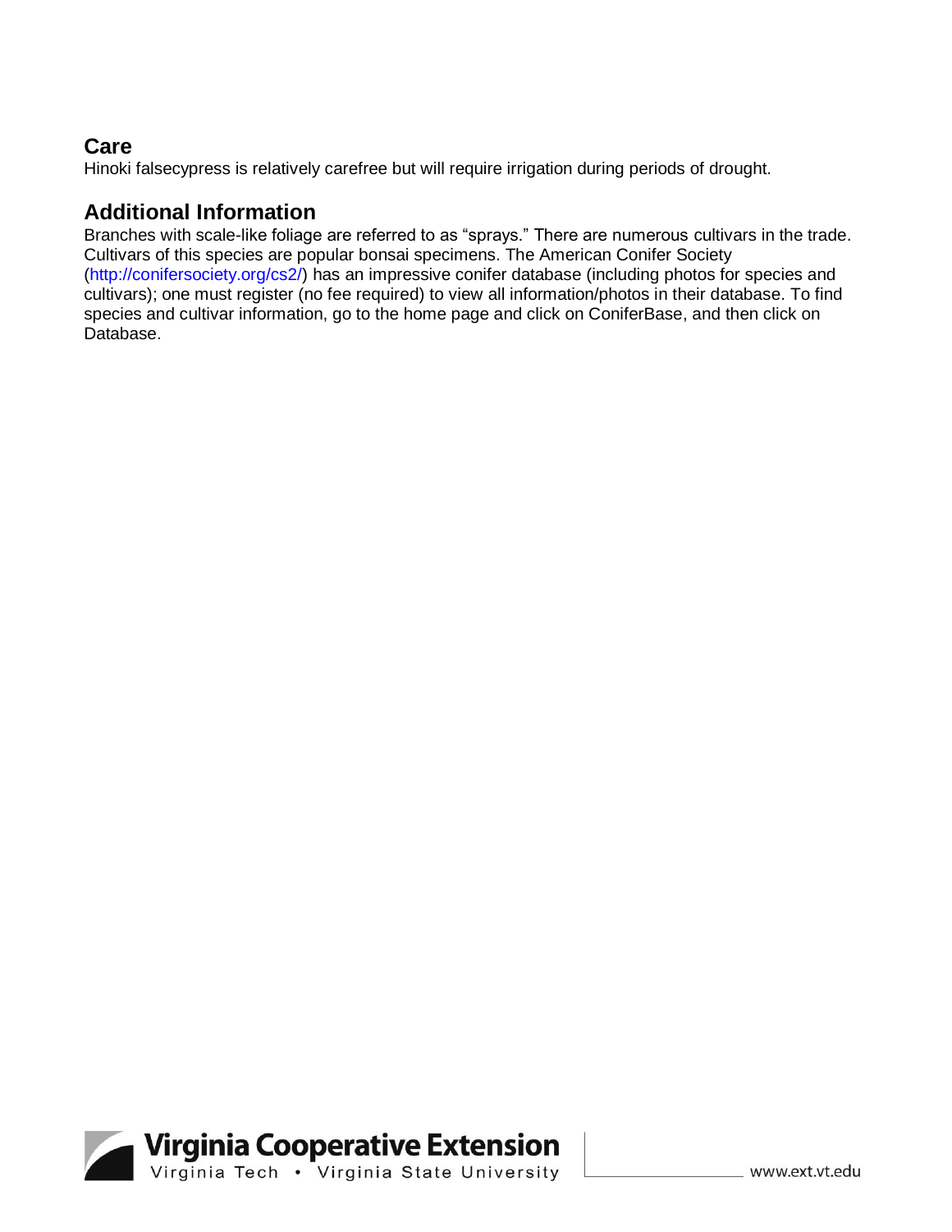## Care

Hinoki falsecypress is relatively carefree but will require irrigation during periods of drought.

## Additional Information

Branches with scale-like foliage are referred to as "sprays." There are numerous cultivars in the trade. Cultivars of this species are popular bonsai specimens. The American Conifer Society (http://conifersociety.org/cs2/) has an impressive conifer database (including photos for species and cultivars); one must register (no fee required) to view all information/photos in their database. To find species and cultivar information, go to the home page and click on ConiferBase, and then click on Database.